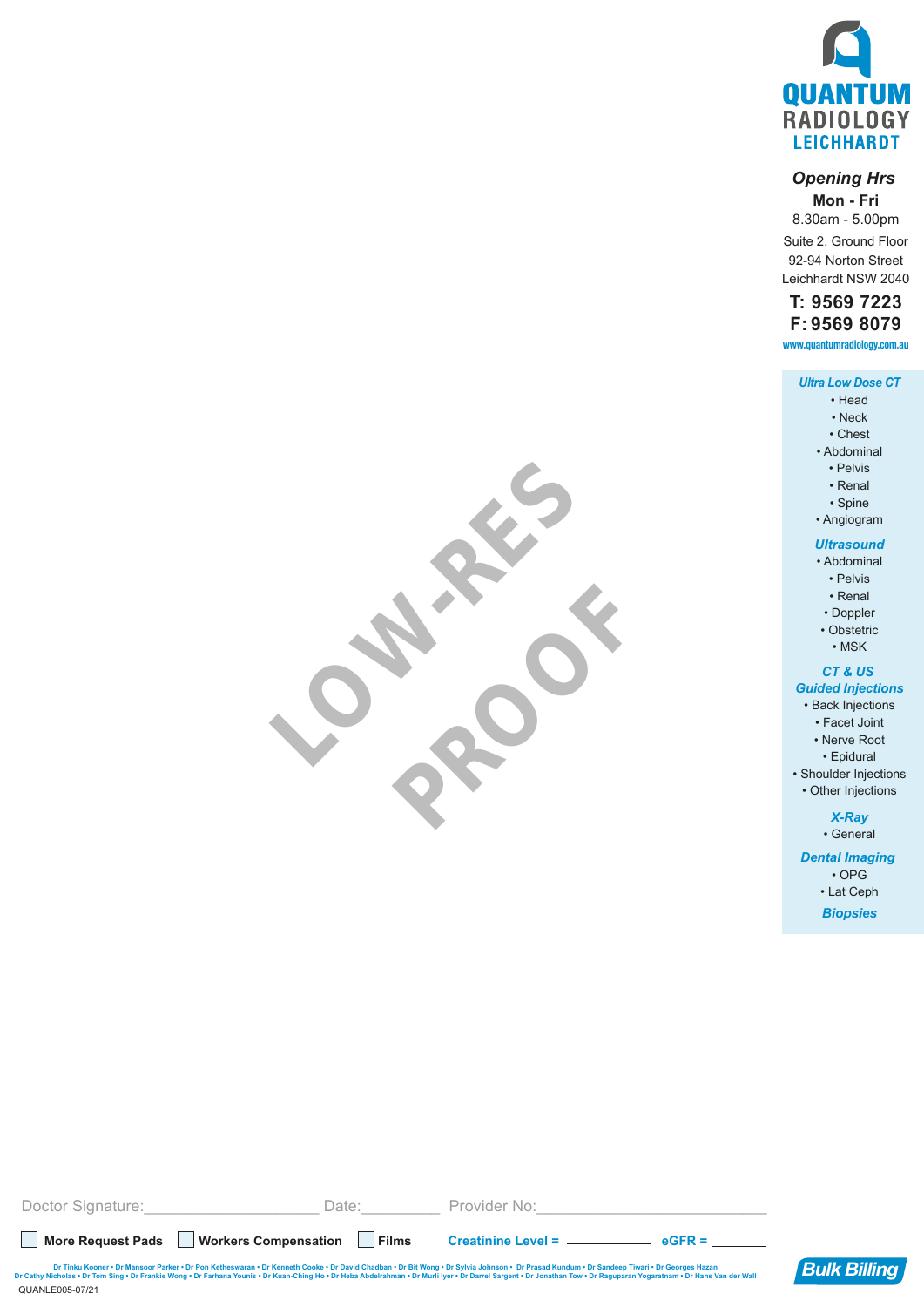# QUANTUM RADIOLOGY LEICHHARDT

***Opening Hrs***

**Mon - Fri**

8.30am - 5.00pm

Suite 2, Ground Floor
92-94 Norton Street
Leichhardt NSW 2040

**T: 9569 7223**
**F: 9569 8079**

www.quantumradiology.com.au

***Ultra Low Dose CT***
- Head
- Neck
- Chest
- Abdominal
- Pelvis
- Renal
- Spine
- Angiogram

***Ultrasound***
- Abdominal
- Pelvis
- Renal
- Doppler
- Obstetric
- MSK

***CT & US Guided Injections***
- Back Injections
- Facet Joint
- Nerve Root
- Epidural
- Shoulder Injections
- Other Injections

***X-Ray***
- General

***Dental Imaging***
- OPG
- Lat Ceph

***Biopsies***

LOW-RES PROOF

Doctor Signature:____________________ Date:_________ Provider No:__________________________

☐ **More Request Pads** ☐ **Workers Compensation** ☐ **Films** **Creatinine Level =** ____________ **eGFR =** ________

Dr Tinku Kooner • Dr Mansoor Parker • Dr Pon Ketheswaran • Dr Kenneth Cooke • Dr David Chadban • Dr Bit Wong • Dr Sylvia Johnson • Dr Prasad Kundum • Dr Sandeep Tiwari • Dr Georges Hazan
Dr Cathy Nicholas • Dr Tom Sing • Dr Frankie Wong • Dr Farhana Younis • Dr Kuan-Ching Ho • Dr Heba Abdelrahman • Dr Murli Iyer • Dr Darrel Sargent • Dr Jonathan Tow • Dr Raguparan Yogaratnam • Dr Hans Van der Wall

**Bulk Billing**

QUANLE005-07/21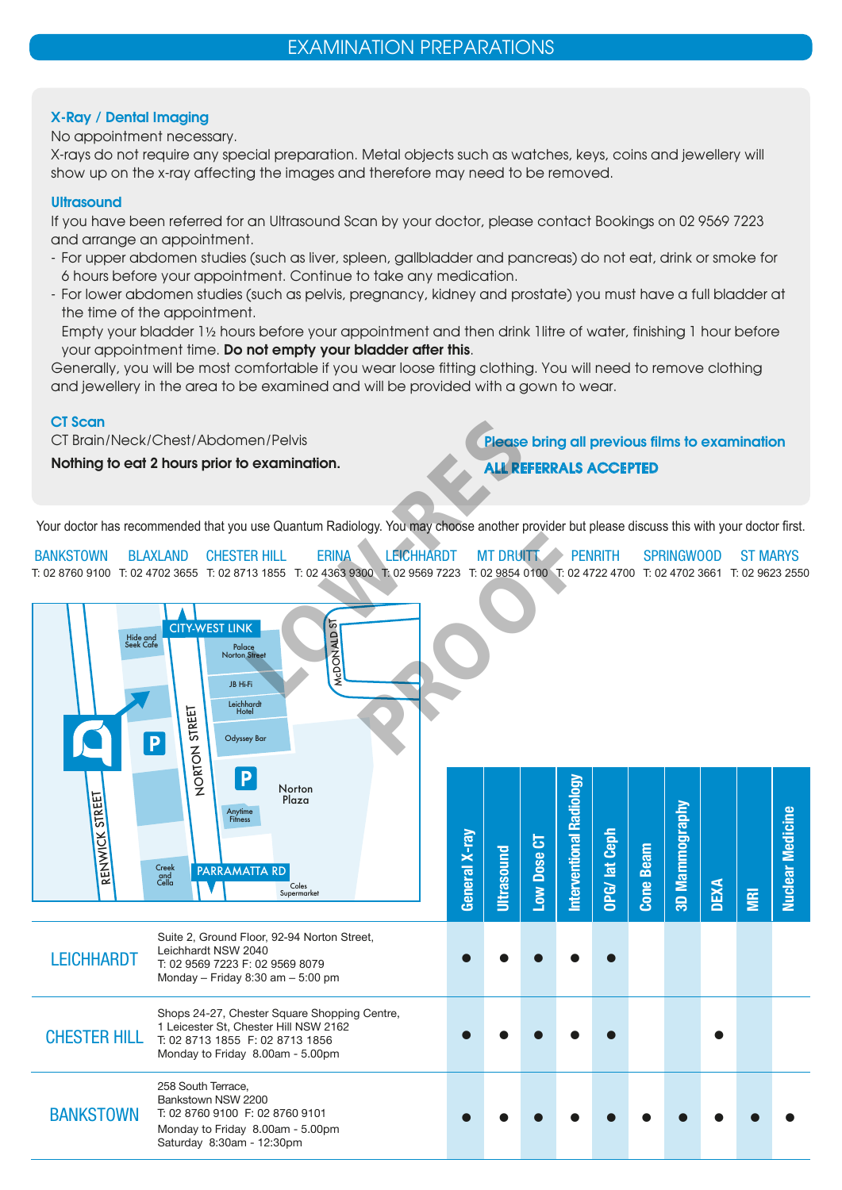# EXAMINATION PREPARATIONS

### X-Ray / Dental Imaging

No appointment necessary.

X-rays do not require any special preparation. Metal objects such as watches, keys, coins and jewellery will show up on the x-ray affecting the images and therefore may need to be removed.

### Ultrasound

If you have been referred for an Ultrasound Scan by your doctor, please contact Bookings on 02 9569 7223 and arrange an appointment.

- For upper abdomen studies (such as liver, spleen, gallbladder and pancreas) do not eat, drink or smoke for 6 hours before your appointment. Continue to take any medication.
- For lower abdomen studies (such as pelvis, pregnancy, kidney and prostate) you must have a full bladder at the time of the appointment.
  Empty your bladder 1½ hours before your appointment and then drink 1litre of water, finishing 1 hour before your appointment time. **Do not empty your bladder after this**.

Generally, you will be most comfortable if you wear loose fitting clothing. You will need to remove clothing and jewellery in the area to be examined and will be provided with a gown to wear.

### CT Scan

CT Brain/Neck/Chest/Abdomen/Pelvis

**Nothing to eat 2 hours prior to examination.**

**Please bring all previous films to examination**

**ALL REFERRALS ACCEPTED**

Your doctor has recommended that you use Quantum Radiology. You may choose another provider but please discuss this with your doctor first.

| BANKSTOWN | BLAXLAND | CHESTER HILL | ERINA | LEICHHARDT | MT DRUITT | PENRITH | SPRINGWOOD | ST MARYS |
|---|---|---|---|---|---|---|---|---|
| T: 02 8760 9100 | T: 02 4702 3655 | T: 02 8713 1855 | T: 02 4363 9300 | T: 02 9569 7223 | T: 02 9854 0100 | T: 02 4722 4700 | T: 02 4702 3661 | T: 02 9623 2550 |

CITY-WEST LINK
Hide and Seek Cafe
Palace Norton Street
JB Hi-Fi
Leichhardt Hotel
Odyssey Bar
McDONALD ST
NORTON STREET
RENWICK STREET
Norton Plaza
Anytime Fitness
Creek and Cella
PARRAMATTA RD
Coles Supermarket

| | | General X-ray | Ultrasound | Low Dose CT | Interventional Radiology | OPG/ lat Ceph | Cone Beam | 3D Mammography | DEXA | MRI | Nuclear Medicine |
|---|---|---|---|---|---|---|---|---|---|---|---|
| LEICHHARDT | Suite 2, Ground Floor, 92-94 Norton Street, Leichhardt NSW 2040<br>T: 02 9569 7223 F: 02 9569 8079<br>Monday – Friday 8:30 am – 5:00 pm | ● | ● | ● | ● | ● | | | | | |
| CHESTER HILL | Shops 24-27, Chester Square Shopping Centre, 1 Leicester St, Chester Hill NSW 2162<br>T: 02 8713 1855 F: 02 8713 1856<br>Monday to Friday 8.00am - 5.00pm | ● | ● | ● | ● | ● | | | ● | | |
| BANKSTOWN | 258 South Terrace, Bankstown NSW 2200<br>T: 02 8760 9100 F: 02 8760 9101<br>Monday to Friday 8.00am - 5.00pm<br>Saturday 8:30am - 12:30pm | ● | ● | ● | ● | ● | ● | ● | ● | ● | ● |